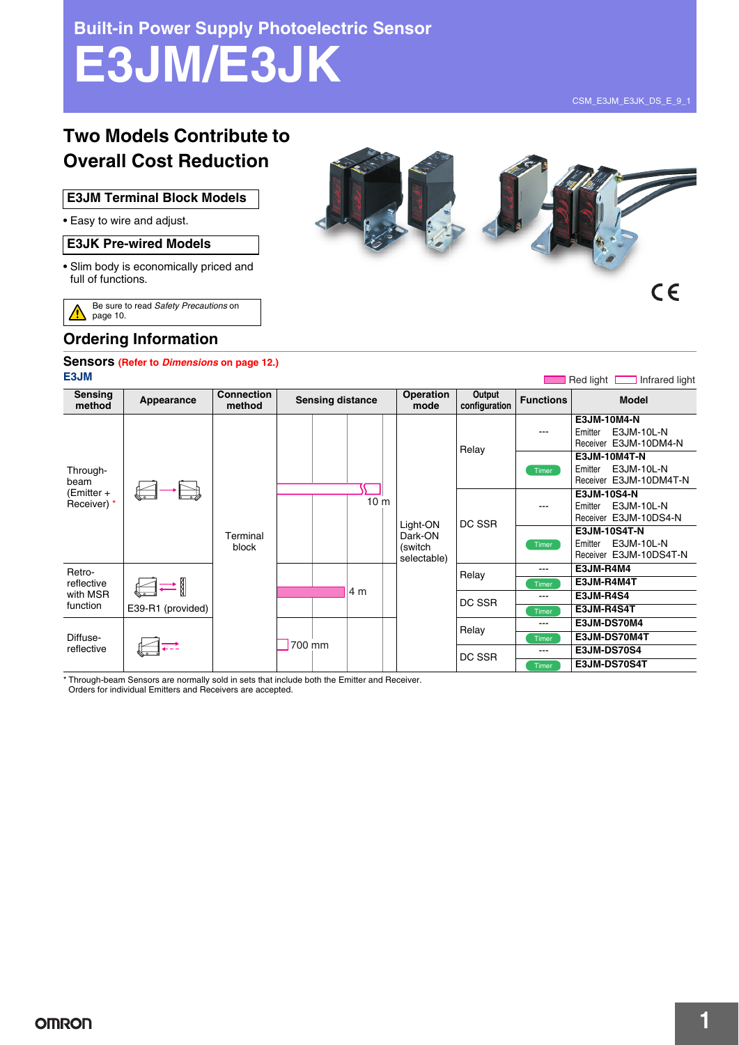# Built-in Power Supply Photoelectric Sensor

# E3JM/E3JK

CSM_E3JM_E3JK_DS_E_9_1

## Two Models Contribute to Overall Cost Reduction

**E3JM Terminal Block Models**

- Easy to wire and adjust.

**E3JK Pre-wired Models**

- Slim body is economically priced and full of functions.

Be sure to read *Safety Precautions* on page 10.

## Ordering Information

### Sensors (Refer to *Dimensions* on page 12.)

**E3JM**

Red light / Infrared light

| Sensing method | Appearance | Connection method | Sensing distance | Operation mode | Output configuration | Functions | Model |
|---|---|---|---|---|---|---|---|
| Through-beam (Emitter + Receiver) * | | Terminal block | 10 m | Light-ON Dark-ON (switch selectable) | Relay | --- | E3JM-10M4-N<br>Emitter E3JM-10L-N<br>Receiver E3JM-10DM4-N |
| | | | | | | Timer | E3JM-10M4T-N<br>Emitter E3JM-10L-N<br>Receiver E3JM-10DM4T-N |
| | | | | | DC SSR | --- | E3JM-10S4-N<br>Emitter E3JM-10L-N<br>Receiver E3JM-10DS4-N |
| | | | | | | Timer | E3JM-10S4T-N<br>Emitter E3JM-10L-N<br>Receiver E3JM-10DS4T-N |
| Retro-reflective with MSR function | E39-R1 (provided) | | 4 m | | Relay | --- | E3JM-R4M4 |
| | | | | | | Timer | E3JM-R4M4T |
| | | | | | DC SSR | --- | E3JM-R4S4 |
| | | | | | | Timer | E3JM-R4S4T |
| Diffuse-reflective | | | 700 mm | | Relay | --- | E3JM-DS70M4 |
| | | | | | | Timer | E3JM-DS70M4T |
| | | | | | DC SSR | --- | E3JM-DS70S4 |
| | | | | | | Timer | E3JM-DS70S4T |

\* Through-beam Sensors are normally sold in sets that include both the Emitter and Receiver.
Orders for individual Emitters and Receivers are accepted.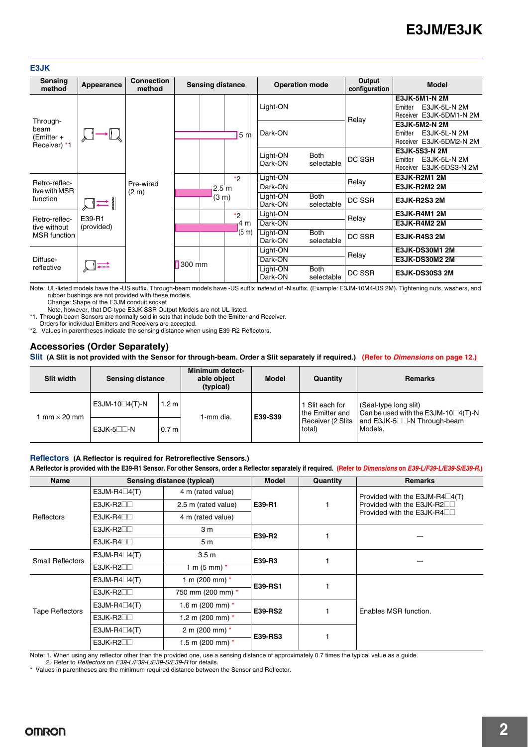## E3JK

| Sensing method | Appearance | Connection method | Sensing distance | Operation mode | | Output configuration | Model |
|---|---|---|---|---|---|---|---|
| Through-beam (Emitter + Receiver) *1 | | Pre-wired (2 m) | 5 m | Light-ON | | Relay | E3JK-5M1-N 2M<br>Emitter E3JK-5L-N 2M<br>Receiver E3JK-5DM1-N 2M |
| | | | | Dark-ON | | | E3JK-5M2-N 2M<br>Emitter E3JK-5L-N 2M<br>Receiver E3JK-5DM2-N 2M |
| | | | | Light-ON<br>Dark-ON | Both selectable | DC SSR | E3JK-5S3-N 2M<br>Emitter E3JK-5L-N 2M<br>Receiver E3JK-5DS3-N 2M |
| Retro-reflective with MSR function | E39-R1 (provided) | | *2 2.5 m (3 m) | Light-ON | | Relay | E3JK-R2M1 2M |
| | | | | Dark-ON | | | E3JK-R2M2 2M |
| | | | | Light-ON<br>Dark-ON | Both selectable | DC SSR | E3JK-R2S3 2M |
| Retro-reflective without MSR function | | | *2 4 m (5 m) | Light-ON | | Relay | E3JK-R4M1 2M |
| | | | | Dark-ON | | | E3JK-R4M2 2M |
| | | | | Light-ON<br>Dark-ON | Both selectable | DC SSR | E3JK-R4S3 2M |
| Diffuse-reflective | | | 300 mm | Light-ON | | Relay | E3JK-DS30M1 2M |
| | | | | Dark-ON | | | E3JK-DS30M2 2M |
| | | | | Light-ON<br>Dark-ON | Both selectable | DC SSR | E3JK-DS30S3 2M |

Note: UL-listed models have the -US suffix. Through-beam models have -US suffix instead of -N suffix. (Example: E3JM-10M4-US 2M). Tightening nuts, washers, and rubber bushings are not provided with these models.
Change: Shape of the E3JM conduit socket
Note, however, that DC-type E3JK SSR Output Models are not UL-listed.
*1. Through-beam Sensors are normally sold in sets that include both the Emitter and Receiver.
Orders for individual Emitters and Receivers are accepted.
*2. Values in parentheses indicate the sensing distance when using E39-R2 Reflectors.

## Accessories (Order Separately)

**Slit** **(A Slit is not provided with the Sensor for through-beam. Order a Slit separately if required.)** **(Refer to *Dimensions* on page 12.)**

| Slit width | Sensing distance | | Minimum detectable object (typical) | Model | Quantity | Remarks |
|---|---|---|---|---|---|---|
| 1 mm × 20 mm | E3JM-10□4(T)-N | 1.2 m | 1-mm dia. | E39-S39 | 1 Slit each for the Emitter and Receiver (2 Slits total) | (Seal-type long slit)<br>Can be used with the E3JM-10□4(T)-N and E3JK-5□□-N Through-beam Models. |
| | E3JK-5□□-N | 0.7 m | | | | |

**Reflectors** **(A Reflector is required for Retroreflective Sensors.)**

**A Reflector is provided with the E39-R1 Sensor. For other Sensors, order a Reflector separately if required.** **(Refer to *Dimensions* on *E39-L/F39-L/E39-S/E39-R*.)**

| Name | Sensing distance (typical) | | Model | Quantity | Remarks |
|---|---|---|---|---|---|
| Reflectors | E3JM-R4□4(T) | 4 m (rated value) | E39-R1 | 1 | Provided with the E3JM-R4□4(T)<br>Provided with the E3JK-R2□□<br>Provided with the E3JK-R4□□ |
| | E3JK-R2□□ | 2.5 m (rated value) | | | |
| | E3JK-R4□□ | 4 m (rated value) | | | |
| | E3JK-R2□□ | 3 m | E39-R2 | 1 | --- |
| | E3JK-R4□□ | 5 m | | | |
| Small Reflectors | E3JM-R4□4(T) | 3.5 m | E39-R3 | 1 | --- |
| | E3JK-R2□□ | 1 m (5 mm) * | | | |
| Tape Reflectors | E3JM-R4□4(T) | 1 m (200 mm) * | E39-RS1 | 1 | Enables MSR function. |
| | E3JK-R2□□ | 750 mm (200 mm) * | | | |
| | E3JM-R4□4(T) | 1.6 m (200 mm) * | E39-RS2 | 1 | |
| | E3JK-R2□□ | 1.2 m (200 mm) * | | | |
| | E3JM-R4□4(T) | 2 m (200 mm) * | E39-RS3 | 1 | |
| | E3JK-R2□□ | 1.5 m (200 mm) * | | | |

Note: 1. When using any reflector other than the provided one, use a sensing distance of approximately 0.7 times the typical value as a guide.
2. Refer to *Reflectors* on *E39-L/F39-L/E39-S/E39-R* for details.
\* Values in parentheses are the minimum required distance between the Sensor and Reflector.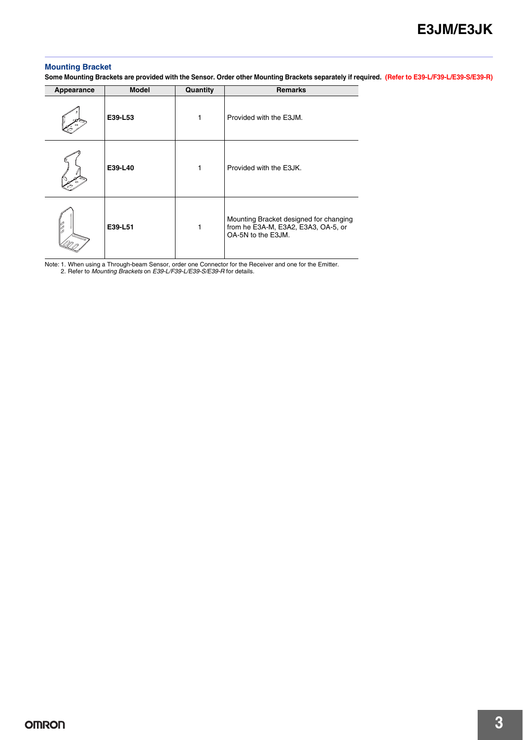### Mounting Bracket

**Some Mounting Brackets are provided with the Sensor. Order other Mounting Brackets separately if required. (Refer to E39-L/F39-L/E39-S/E39-R)**

| Appearance | Model | Quantity | Remarks |
|---|---|---|---|
| | **E39-L53** | 1 | Provided with the E3JM. |
| | **E39-L40** | 1 | Provided with the E3JK. |
| | **E39-L51** | 1 | Mounting Bracket designed for changing from he E3A-M, E3A2, E3A3, OA-5, or OA-5N to the E3JM. |

Note: 1. When using a Through-beam Sensor, order one Connector for the Receiver and one for the Emitter.
2. Refer to *Mounting Brackets* on *E39-L/F39-L/E39-S/E39-R* for details.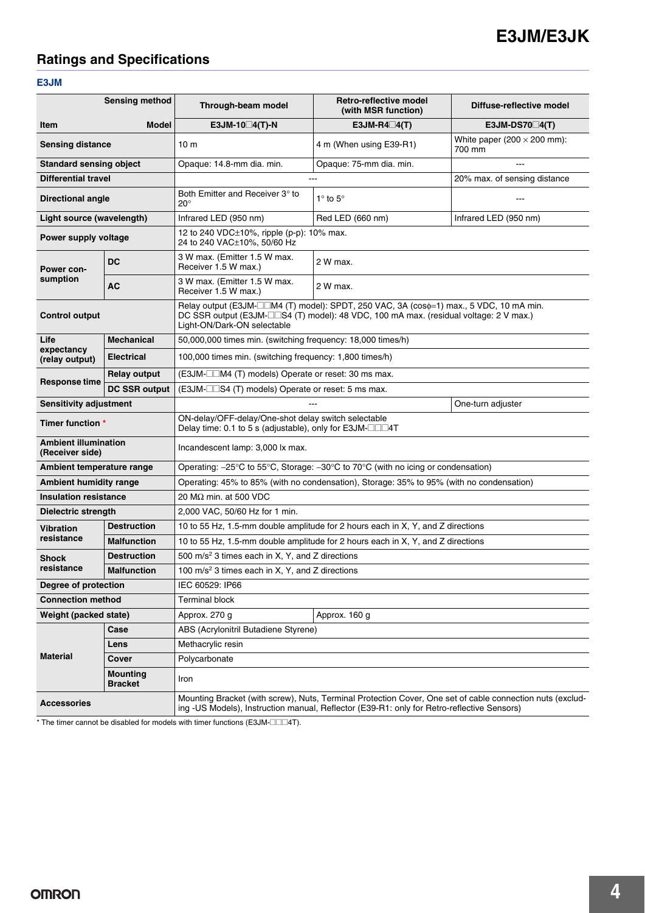## Ratings and Specifications

### E3JM

| Item | Sensing method / Model | Through-beam model E3JM-10☐4(T)-N | Retro-reflective model (with MSR function) E3JM-R4☐4(T) | Diffuse-reflective model E3JM-DS70☐4(T) |
|---|---|---|---|---|
| Sensing distance | | 10 m | 4 m (When using E39-R1) | White paper (200 × 200 mm): 700 mm |
| Standard sensing object | | Opaque: 14.8-mm dia. min. | Opaque: 75-mm dia. min. | --- |
| Differential travel | | --- | | 20% max. of sensing distance |
| Directional angle | | Both Emitter and Receiver 3° to 20° | 1° to 5° | --- |
| Light source (wavelength) | | Infrared LED (950 nm) | Red LED (660 nm) | Infrared LED (950 nm) |
| Power supply voltage | | 12 to 240 VDC±10%, ripple (p-p): 10% max. 24 to 240 VAC±10%, 50/60 Hz | | |
| Power consumption | DC | 3 W max. (Emitter 1.5 W max. Receiver 1.5 W max.) | 2 W max. | |
| | AC | 3 W max. (Emitter 1.5 W max. Receiver 1.5 W max.) | 2 W max. | |
| Control output | | Relay output (E3JM-☐☐M4 (T) model): SPDT, 250 VAC, 3A (cosϕ=1) max., 5 VDC, 10 mA min. DC SSR output (E3JM-☐☐S4 (T) model): 48 VDC, 100 mA max. (residual voltage: 2 V max.) Light-ON/Dark-ON selectable | | |
| Life expectancy (relay output) | Mechanical | 50,000,000 times min. (switching frequency: 18,000 times/h) | | |
| | Electrical | 100,000 times min. (switching frequency: 1,800 times/h) | | |
| Response time | Relay output | (E3JM-☐☐M4 (T) models) Operate or reset: 30 ms max. | | |
| | DC SSR output | (E3JM-☐☐S4 (T) models) Operate or reset: 5 ms max. | | |
| Sensitivity adjustment | | --- | | One-turn adjuster |
| Timer function * | | ON-delay/OFF-delay/One-shot delay switch selectable Delay time: 0.1 to 5 s (adjustable), only for E3JM-☐☐☐4T | | |
| Ambient illumination (Receiver side) | | Incandescent lamp: 3,000 lx max. | | |
| Ambient temperature range | | Operating: −25°C to 55°C, Storage: −30°C to 70°C (with no icing or condensation) | | |
| Ambient humidity range | | Operating: 45% to 85% (with no condensation), Storage: 35% to 95% (with no condensation) | | |
| Insulation resistance | | 20 MΩ min. at 500 VDC | | |
| Dielectric strength | | 2,000 VAC, 50/60 Hz for 1 min. | | |
| Vibration resistance | Destruction | 10 to 55 Hz, 1.5-mm double amplitude for 2 hours each in X, Y, and Z directions | | |
| | Malfunction | 10 to 55 Hz, 1.5-mm double amplitude for 2 hours each in X, Y, and Z directions | | |
| Shock resistance | Destruction | 500 m/s² 3 times each in X, Y, and Z directions | | |
| | Malfunction | 100 m/s² 3 times each in X, Y, and Z directions | | |
| Degree of protection | | IEC 60529: IP66 | | |
| Connection method | | Terminal block | | |
| Weight (packed state) | | Approx. 270 g | Approx. 160 g | |
| Material | Case | ABS (Acrylonitril Butadiene Styrene) | | |
| | Lens | Methacrylic resin | | |
| | Cover | Polycarbonate | | |
| | Mounting Bracket | Iron | | |
| Accessories | | Mounting Bracket (with screw), Nuts, Terminal Protection Cover, One set of cable connection nuts (excluding -US Models), Instruction manual, Reflector (E39-R1: only for Retro-reflective Sensors) | | |

* The timer cannot be disabled for models with timer functions (E3JM-☐☐☐4T).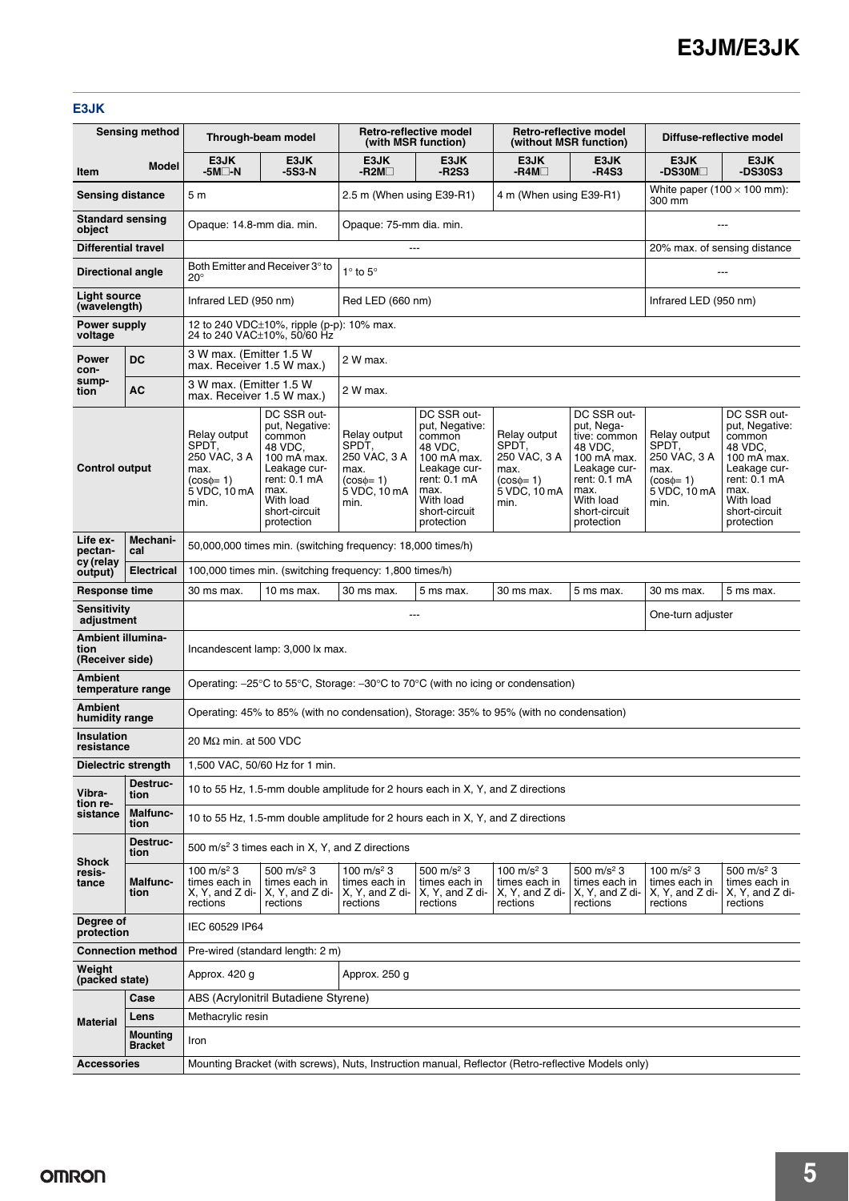## E3JK

| Item | | Through-beam model | | Retro-reflective model (with MSR function) | | Retro-reflective model (without MSR function) | | Diffuse-reflective model | |
|---|---|---|---|---|---|---|---|---|---|
| | Model | E3JK -5M□-N | E3JK -5S3-N | E3JK -R2M□ | E3JK -R2S3 | E3JK -R4M□ | E3JK -R4S3 | E3JK -DS30M□ | E3JK -DS30S3 |
| Sensing distance | | 5 m | | 2.5 m (When using E39-R1) | | 4 m (When using E39-R1) | | White paper (100 × 100 mm): 300 mm | |
| Standard sensing object | | Opaque: 14.8-mm dia. min. | | Opaque: 75-mm dia. min. | | | | --- | |
| Differential travel | | --- | | | | | | 20% max. of sensing distance | |
| Directional angle | | Both Emitter and Receiver 3° to 20° | | 1° to 5° | | | | --- | |
| Light source (wavelength) | | Infrared LED (950 nm) | | Red LED (660 nm) | | | | Infrared LED (950 nm) | |
| Power supply voltage | | 12 to 240 VDC±10%, ripple (p-p): 10% max. 24 to 240 VAC±10%, 50/60 Hz | | | | | | | |
| Power consumption | DC | 3 W max. (Emitter 1.5 W max. Receiver 1.5 W max.) | | 2 W max. | | | | | |
| | AC | 3 W max. (Emitter 1.5 W max. Receiver 1.5 W max.) | | 2 W max. | | | | | |
| Control output | | Relay output SPDT, 250 VAC, 3 A max. (cosϕ= 1) 5 VDC, 10 mA min. | DC SSR output, Negative: common 48 VDC, 100 mA max. Leakage current: 0.1 mA max. With load short-circuit protection | Relay output SPDT, 250 VAC, 3 A max. (cosϕ= 1) 5 VDC, 10 mA min. | DC SSR output, Negative: common 48 VDC, 100 mA max. Leakage current: 0.1 mA max. With load short-circuit protection | Relay output SPDT, 250 VAC, 3 A max. (cosϕ= 1) 5 VDC, 10 mA min. | DC SSR output, Negative: common 48 VDC, 100 mA max. Leakage current: 0.1 mA max. With load short-circuit protection | Relay output SPDT, 250 VAC, 3 A max. (cosϕ= 1) 5 VDC, 10 mA min. | DC SSR output, Negative: common 48 VDC, 100 mA max. Leakage current: 0.1 mA max. With load short-circuit protection |
| Life expectancy (relay output) | Mechanical | 50,000,000 times min. (switching frequency: 18,000 times/h) | | | | | | | |
| | Electrical | 100,000 times min. (switching frequency: 1,800 times/h) | | | | | | | |
| Response time | | 30 ms max. | 10 ms max. | 30 ms max. | 5 ms max. | 30 ms max. | 5 ms max. | 30 ms max. | 5 ms max. |
| Sensitivity adjustment | | --- | | | | | | One-turn adjuster | |
| Ambient illumination (Receiver side) | | Incandescent lamp: 3,000 lx max. | | | | | | | |
| Ambient temperature range | | Operating: –25°C to 55°C, Storage: –30°C to 70°C (with no icing or condensation) | | | | | | | |
| Ambient humidity range | | Operating: 45% to 85% (with no condensation), Storage: 35% to 95% (with no condensation) | | | | | | | |
| Insulation resistance | | 20 MΩ min. at 500 VDC | | | | | | | |
| Dielectric strength | | 1,500 VAC, 50/60 Hz for 1 min. | | | | | | | |
| Vibration resistance | Destruction | 10 to 55 Hz, 1.5-mm double amplitude for 2 hours each in X, Y, and Z directions | | | | | | | |
| | Malfunction | 10 to 55 Hz, 1.5-mm double amplitude for 2 hours each in X, Y, and Z directions | | | | | | | |
| Shock resistance | Destruction | 500 m/s² 3 times each in X, Y, and Z directions | | | | | | | |
| | Malfunction | 100 m/s² 3 times each in X, Y, and Z directions | 500 m/s² 3 times each in X, Y, and Z directions | 100 m/s² 3 times each in X, Y, and Z directions | 500 m/s² 3 times each in X, Y, and Z directions | 100 m/s² 3 times each in X, Y, and Z directions | 500 m/s² 3 times each in X, Y, and Z directions | 100 m/s² 3 times each in X, Y, and Z directions | 500 m/s² 3 times each in X, Y, and Z directions |
| Degree of protection | | IEC 60529 IP64 | | | | | | | |
| Connection method | | Pre-wired (standard length: 2 m) | | | | | | | |
| Weight (packed state) | | Approx. 420 g | | Approx. 250 g | | | | | |
| Material | Case | ABS (Acrylonitril Butadiene Styrene) | | | | | | | |
| | Lens | Methacrylic resin | | | | | | | |
| | Mounting Bracket | Iron | | | | | | | |
| Accessories | | Mounting Bracket (with screws), Nuts, Instruction manual, Reflector (Retro-reflective Models only) | | | | | | | |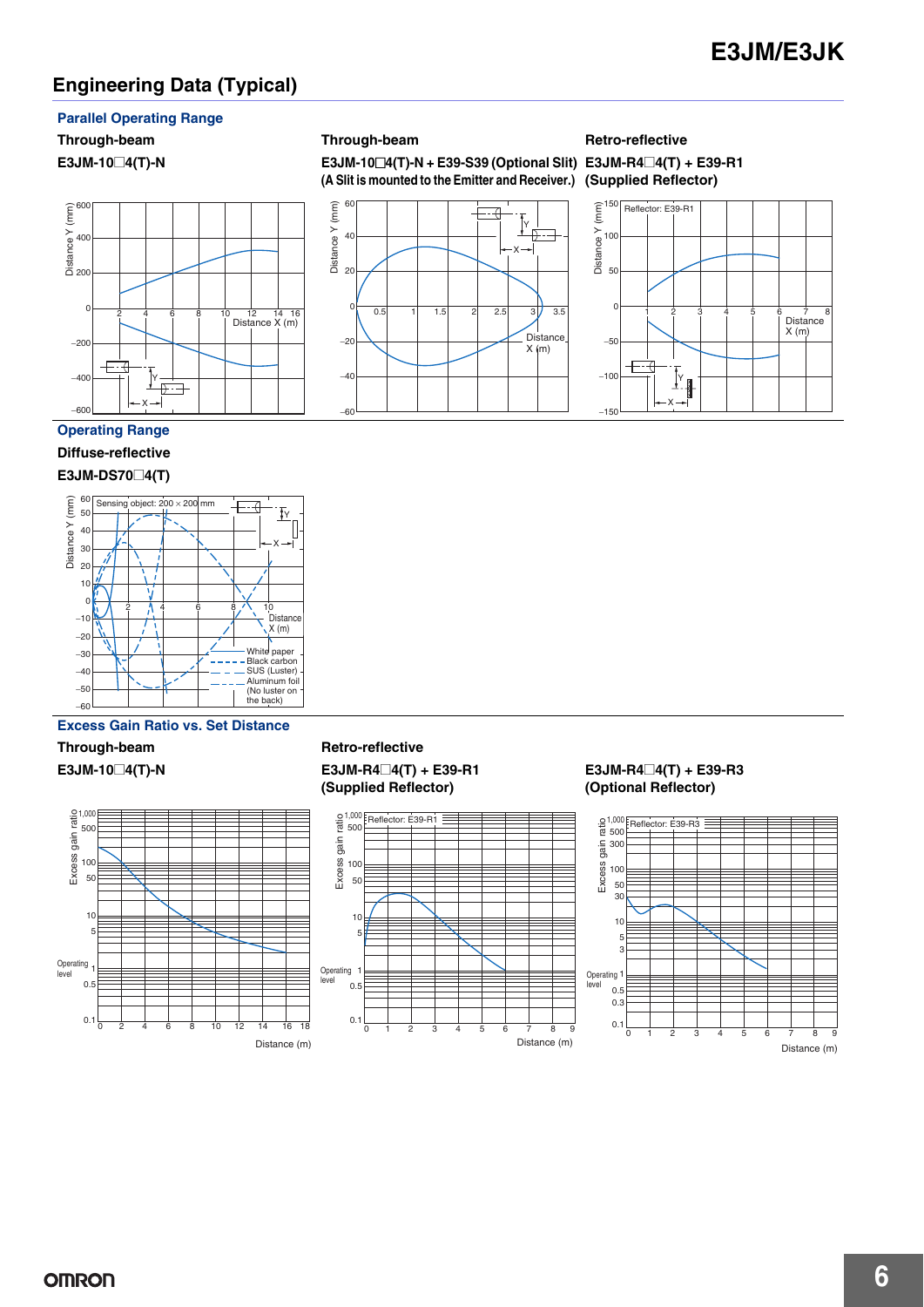## Engineering Data (Typical)

### Parallel Operating Range

**Through-beam**

**E3JM-10□4(T)-N**

Distance Y (mm)

600, 400, 200, 0, −200, −400, −600

Distance X (m)

2, 4, 6, 8, 10, 12, 14, 16

**Through-beam**

**E3JM-10□4(T)-N + E39-S39 (Optional Slit)**
**(A Slit is mounted to the Emitter and Receiver.)**

Distance Y (mm)

60, 40, 20, 0, −20, −40, −60

Distance X (m)

0.5, 1, 1.5, 2, 2.5, 3, 3.5

**Retro-reflective**

**E3JM-R4□4(T) + E39-R1**
**(Supplied Reflector)**

Reflector: E39-R1

Distance Y (mm)

150, 100, 50, 0, −50, −100, −150

Distance X (m)

1, 2, 3, 4, 5, 6, 7, 8

### Operating Range

**Diffuse-reflective**

**E3JM-DS70□4(T)**

Sensing object: 200 × 200 mm

Distance Y (mm)

60, 50, 40, 30, 20, 10, 0, −10, −20, −30, −40, −50, −60

Distance X (m)

2, 4, 6, 8, 10

White paper
Black carbon
SUS (Luster)
Aluminum foil (No luster on the back)

### Excess Gain Ratio vs. Set Distance

**Through-beam**

**E3JM-10□4(T)-N**

Excess gain ratio: 1,000, 500, 100, 50, 10, 5, 1 (Operating level), 0.5, 0.1

Distance (m): 0, 2, 4, 6, 8, 10, 12, 14, 16, 18

**Retro-reflective**

**E3JM-R4□4(T) + E39-R1**
**(Supplied Reflector)**

Reflector: E39-R1

Excess gain ratio: 1,000, 500, 100, 50, 10, 5, 1 (Operating level), 0.5, 0.1

Distance (m): 0, 1, 2, 3, 4, 5, 6, 7, 8, 9

**E3JM-R4□4(T) + E39-R3**
**(Optional Reflector)**

Reflector: E39-R3

Excess gain ratio: 1,000, 500, 300, 100, 50, 30, 10, 5, 3, 1 (Operating level), 0.5, 0.3, 0.1

Distance (m): 0, 1, 2, 3, 4, 5, 6, 7, 8, 9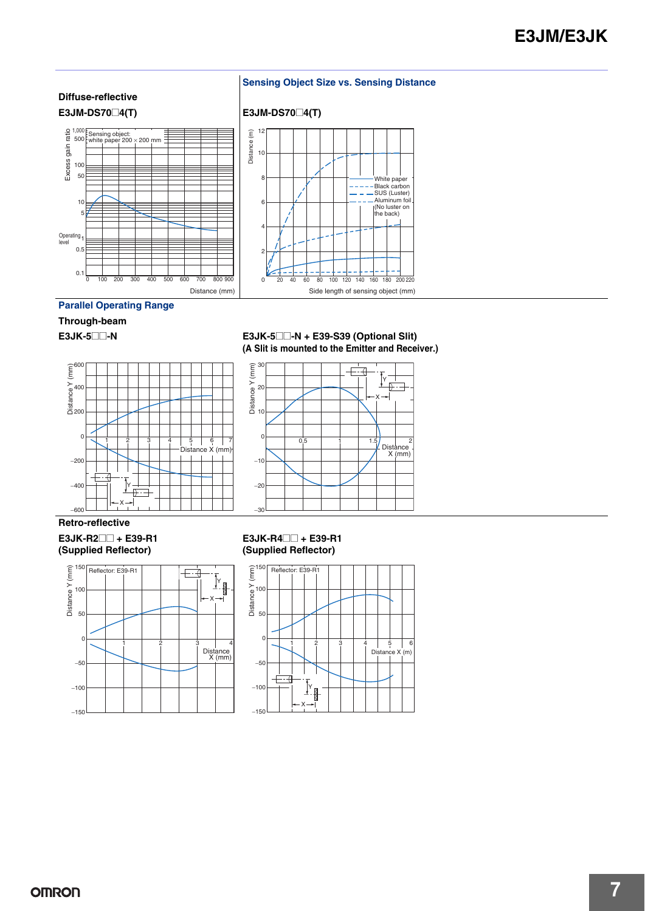## Diffuse-reflective

### E3JM-DS70□4(T)

Excess gain ratio

1,000
500
100
50
10
5
Operating level 1
0.5
0.1

Sensing object: white paper 200 × 200 mm

0 100 200 300 400 500 600 700 800 900

Distance (mm)

## Sensing Object Size vs. Sensing Distance

### E3JM-DS70□4(T)

Distance (m)

12
10
8
6
4
2
0

White paper
Black carbon
SUS (Luster)
Aluminum foil (No luster on the back)

20 40 60 80 100 120 140 160 180 200 220

Side length of sensing object (mm)

## Parallel Operating Range

### Through-beam

#### E3JK-5□□-N

Distance Y (mm)

600
400
200
0
−200
−400
−600

1 2 3 4 5 6 7

Distance X (mm)

#### E3JK-5□□-N + E39-S39 (Optional Slit)
#### (A Slit is mounted to the Emitter and Receiver.)

Distance Y (mm)

30
20
10
0
−10
−20
−30

0.5 1 1.5 2

Distance X (mm)

### Retro-reflective

#### E3JK-R2□□ + E39-R1 (Supplied Reflector)

Distance Y (mm)

Reflector: E39-R1

150
100
50
0
−50
−100
−150

1 2 3 4

Distance X (mm)

#### E3JK-R4□□ + E39-R1 (Supplied Reflector)

Distance Y (mm)

Reflector: E39-R1

150
100
50
0
−50
−100
−150

1 2 3 4 5 6

Distance X (m)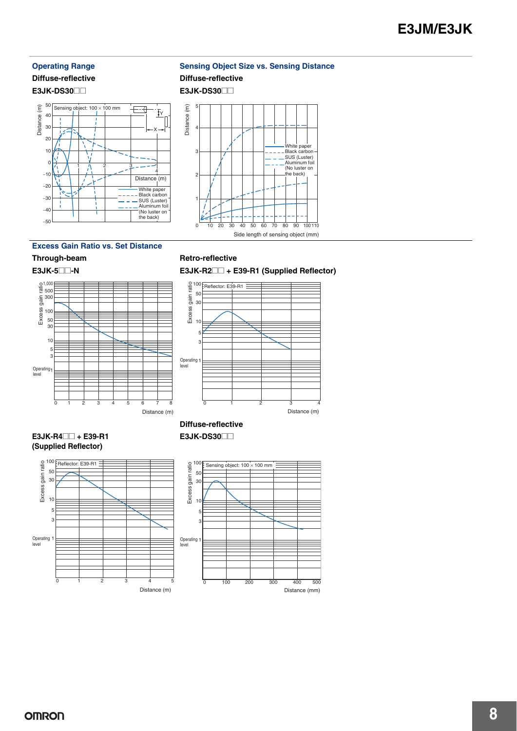## Operating Range

### Diffuse-reflective

**E3JK-DS30□□**

Sensing object: 100 × 100 mm

Distance (m)

White paper
Black carbon
SUS (Luster)
Aluminum foil (No luster on the back)

## Sensing Object Size vs. Sensing Distance

### Diffuse-reflective

**E3JK-DS30□□**

Distance (m)

Side length of sensing object (mm)

White paper
Black carbon
SUS (Luster)
Aluminum foil (No luster on the back)

## Excess Gain Ratio vs. Set Distance

### Through-beam

**E3JK-5□□-N**

Excess gain ratio

Operating level

Distance (m)

### Retro-reflective

**E3JK-R2□□ + E39-R1 (Supplied Reflector)**

Reflector: E39-R1

Excess gain ratio

Operating level

Distance (m)

**E3JK-R4□□ + E39-R1 (Supplied Reflector)**

Reflector: E39-R1

Excess gain ratio

Operating level

Distance (m)

### Diffuse-reflective

**E3JK-DS30□□**

Sensing object: 100 × 100 mm

Excess gain ratio

Operating level

Distance (mm)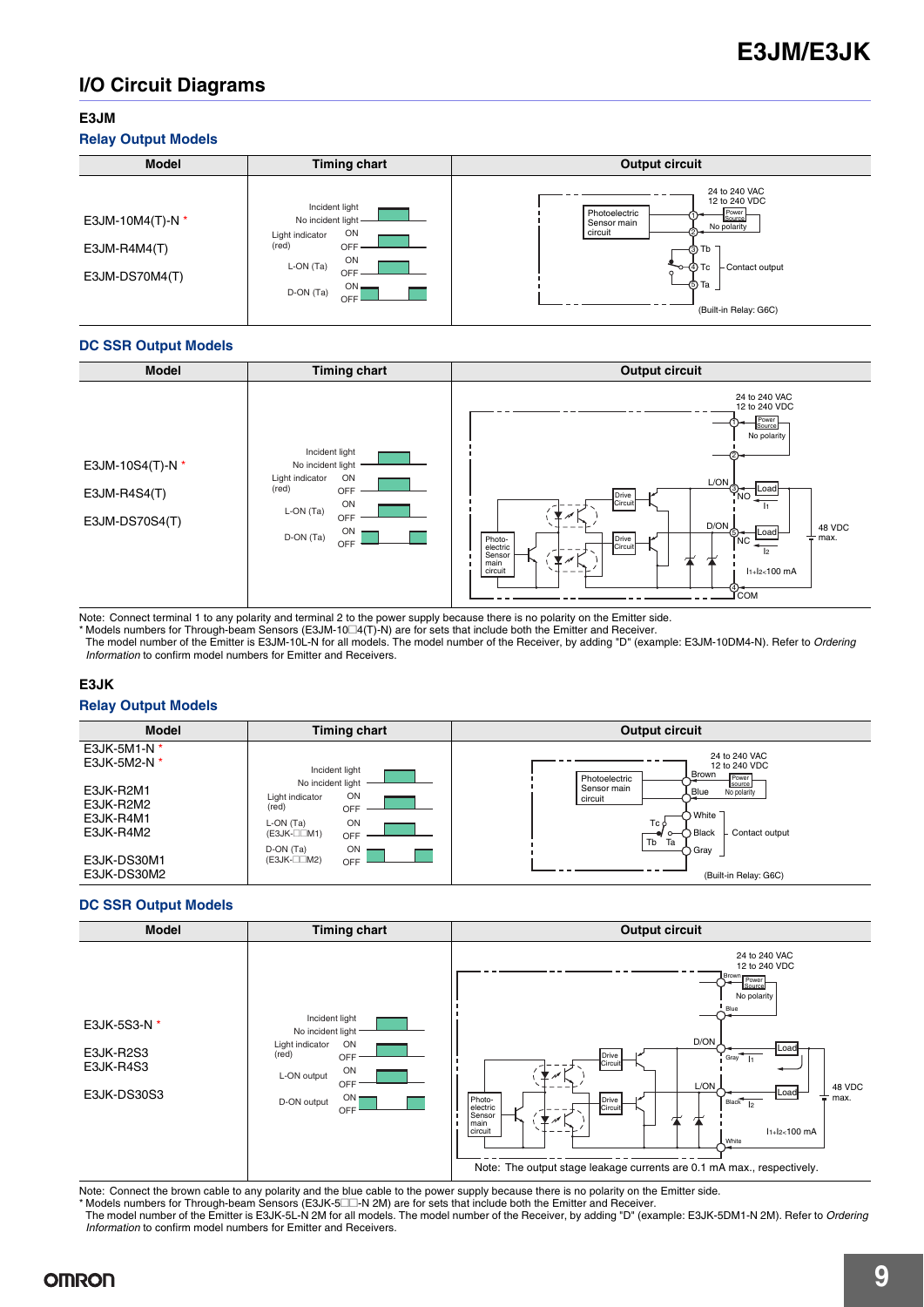## I/O Circuit Diagrams

### E3JM

#### Relay Output Models

| Model | Timing chart | Output circuit |
|---|---|---|
| E3JM-10M4(T)-N *<br>E3JM-R4M4(T)<br>E3JM-DS70M4(T) | Incident light / No incident light<br>Light indicator (red) ON / OFF<br>L-ON (Ta) ON / OFF<br>D-ON (Ta) ON / OFF | 24 to 240 VAC, 12 to 240 VDC<br>Photoelectric Sensor main circuit<br>1, 2: Power Source, No polarity<br>3 Tb, 4 Tc, 5 Ta: Contact output<br>(Built-in Relay: G6C) |

#### DC SSR Output Models

| Model | Timing chart | Output circuit |
|---|---|---|
| E3JM-10S4(T)-N *<br>E3JM-R4S4(T)<br>E3JM-DS70S4(T) | Incident light / No incident light<br>Light indicator (red) ON / OFF<br>L-ON (Ta) ON / OFF<br>D-ON (Ta) ON / OFF | 24 to 240 VAC, 12 to 240 VDC<br>1, 2: Power Source, No polarity<br>Photo-electric Sensor main circuit, Drive Circuit<br>L/ON 3 NO Load $I_1$<br>D/ON 5 NC Load $I_2$<br>4 COM<br>48 VDC max.<br>$I_1+I_2<100$ mA |

Note: Connect terminal 1 to any polarity and terminal 2 to the power supply because there is no polarity on the Emitter side.
* Models numbers for Through-beam Sensors (E3JM-10□4(T)-N) are for sets that include both the Emitter and Receiver.
The model number of the Emitter is E3JM-10L-N for all models. The model number of the Receiver, by adding "D" (example: E3JM-10DM4-N). Refer to *Ordering Information* to confirm model numbers for Emitter and Receivers.

### E3JK

#### Relay Output Models

| Model | Timing chart | Output circuit |
|---|---|---|
| E3JK-5M1-N *<br>E3JK-5M2-N *<br><br>E3JK-R2M1<br>E3JK-R2M2<br>E3JK-R4M1<br>E3JK-R4M2<br><br>E3JK-DS30M1<br>E3JK-DS30M2 | Incident light / No incident light<br>Light indicator (red) ON / OFF<br>L-ON (Ta) (E3JK-□□M1) ON / OFF<br>D-ON (Ta) (E3JK-□□M2) ON / OFF | 24 to 240 VAC, 12 to 240 VDC<br>Photoelectric Sensor main circuit<br>Brown, Blue: Power source, No polarity<br>Tc White, Tb Black, Ta Gray: Contact output<br>(Built-in Relay: G6C) |

#### DC SSR Output Models

| Model | Timing chart | Output circuit |
|---|---|---|
| E3JK-5S3-N *<br><br>E3JK-R2S3<br>E3JK-R4S3<br><br>E3JK-DS30S3 | Incident light / No incident light<br>Light indicator (red) ON / OFF<br>L-ON output ON / OFF<br>D-ON output ON / OFF | 24 to 240 VAC, 12 to 240 VDC<br>Brown, Blue: Power Source, No polarity<br>Photo-electric Sensor main circuit, Drive Circuit<br>D/ON Gray Load $I_1$<br>L/ON Black Load $I_2$<br>White<br>48 VDC max.<br>$I_1+I_2<100$ mA<br>Note: The output stage leakage currents are 0.1 mA max., respectively. |

Note: Connect the brown cable to any polarity and the blue cable to the power supply because there is no polarity on the Emitter side.
* Models numbers for Through-beam Sensors (E3JK-5□□-N 2M) are for sets that include both the Emitter and Receiver.
The model number of the Emitter is E3JK-5L-N 2M for all models. The model number of the Receiver, by adding "D" (example: E3JK-5DM1-N 2M). Refer to *Ordering Information* to confirm model numbers for Emitter and Receivers.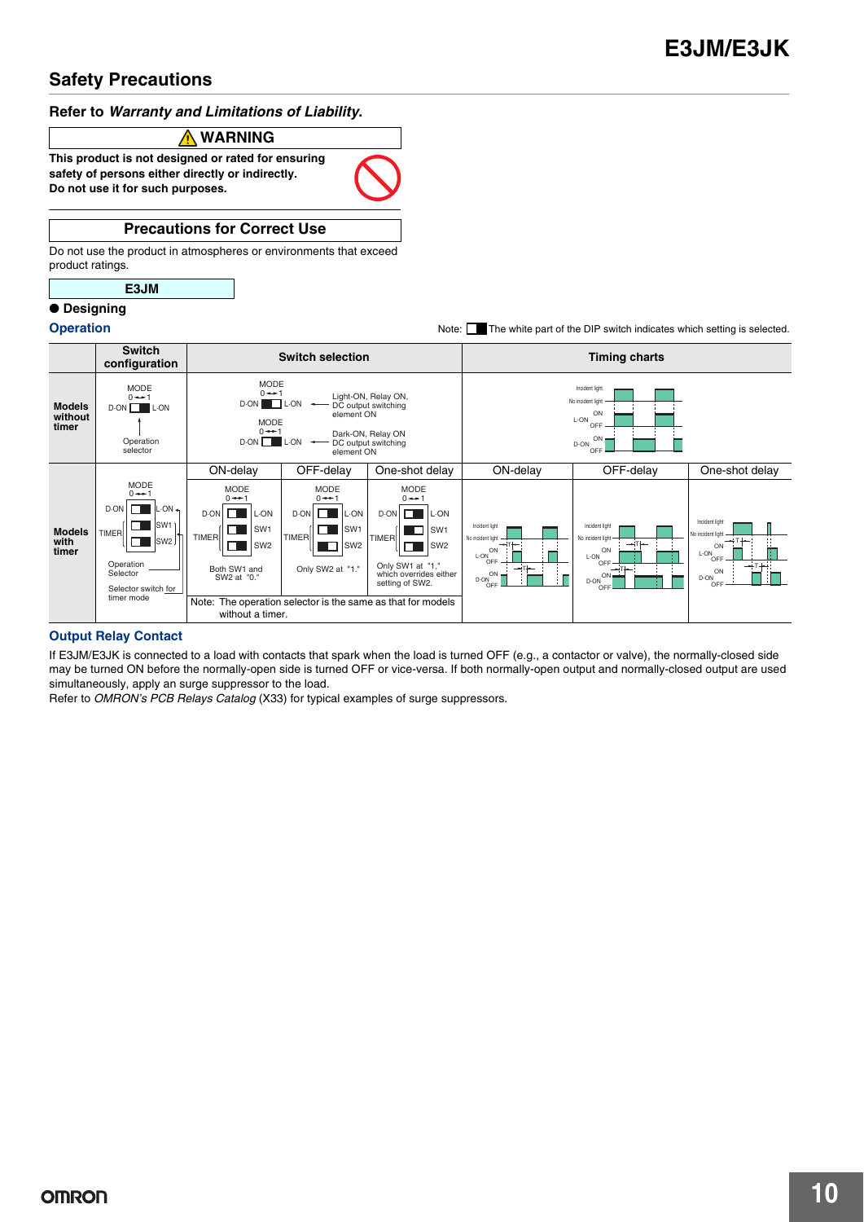## Safety Precautions

### Refer to *Warranty and Limitations of Liability*.

**⚠ WARNING**

**This product is not designed or rated for ensuring safety of persons either directly or indirectly.**
**Do not use it for such purposes.**

**Precautions for Correct Use**

Do not use the product in atmospheres or environments that exceed product ratings.

**E3JM**

● **Designing**

**Operation**

Note: The white part of the DIP switch indicates which setting is selected.

| | Switch configuration | Switch selection | | | Timing charts | | |
|---|---|---|---|---|---|---|---|
| **Models without timer** | MODE 0 ↔ 1, D-ON / L-ON, Operation selector | MODE 0 ↔ 1, D-ON / L-ON ← Light-ON, Relay ON, DC output switching element ON; MODE 0 ↔ 1, D-ON / L-ON ← Dark-ON, Relay ON, DC output switching element ON | | | Incident light / No incident light; L-ON ON/OFF; D-ON ON/OFF | | |
| **Models with timer** | | ON-delay | OFF-delay | One-shot delay | ON-delay | OFF-delay | One-shot delay |
| | MODE 0 ↔ 1, D-ON / L-ON, TIMER SW1 / SW2, Operation Selector, Selector switch for timer mode | Both SW1 and SW2 at "0." | Only SW2 at "1." | Only SW1 at "1," which overrides either setting of SW2. | Incident light / No incident light; L-ON ON/OFF; D-ON ON/OFF; T | Incident light / No incident light; L-ON ON/OFF; D-ON ON/OFF; T | Incident light / No incident light; L-ON ON/OFF; D-ON ON/OFF; T |
| | | Note: The operation selector is the same as that for models without a timer. | | | | | |

**Output Relay Contact**

If E3JM/E3JK is connected to a load with contacts that spark when the load is turned OFF (e.g., a contactor or valve), the normally-closed side may be turned ON before the normally-open side is turned OFF or vice-versa. If both normally-open output and normally-closed output are used simultaneously, apply an surge suppressor to the load.
Refer to *OMRON's PCB Relays Catalog* (X33) for typical examples of surge suppressors.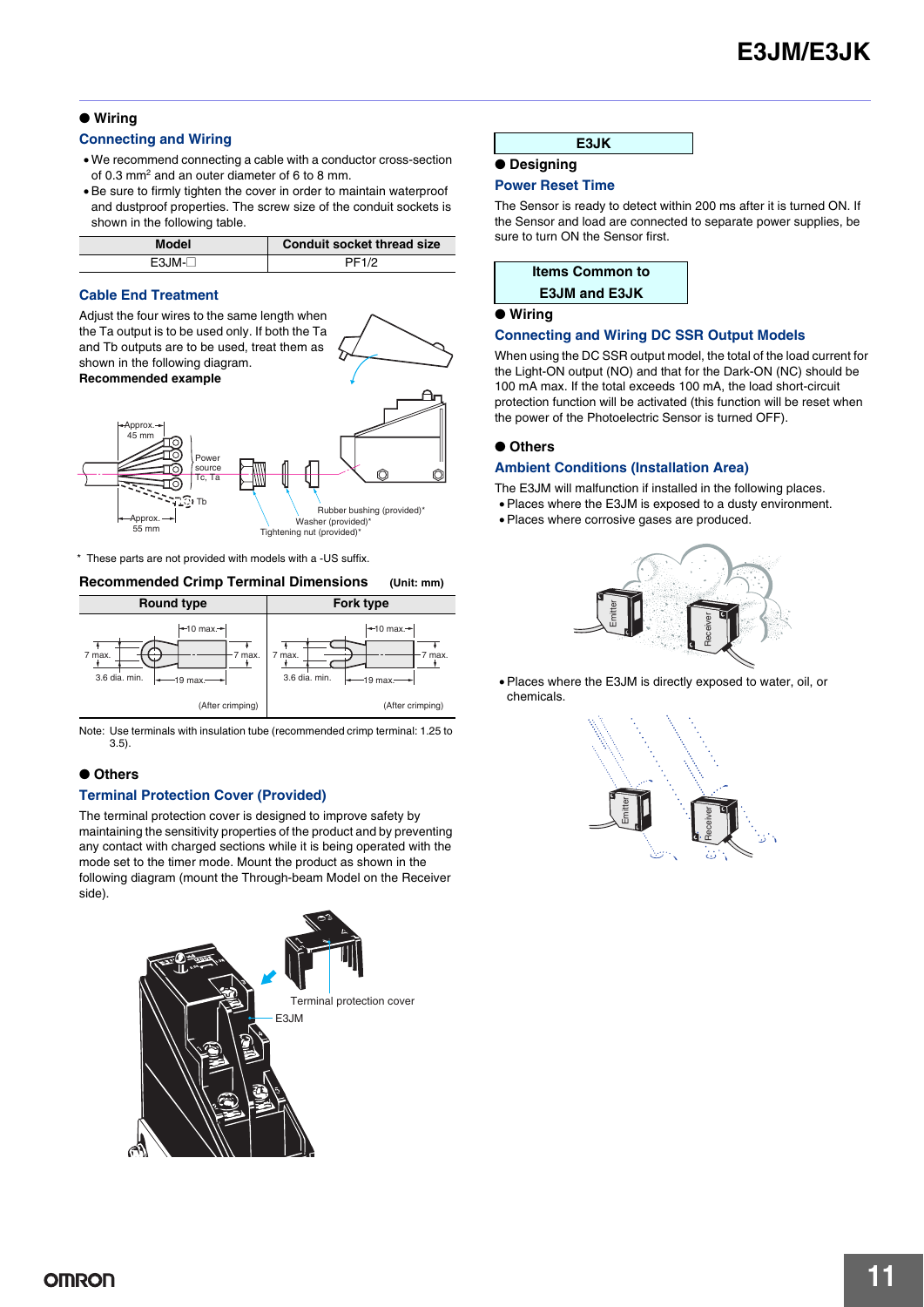## ● Wiring

### Connecting and Wiring

- We recommend connecting a cable with a conductor cross-section of 0.3 $mm^2$ and an outer diameter of 6 to 8 mm.
- Be sure to firmly tighten the cover in order to maintain waterproof and dustproof properties. The screw size of the conduit sockets is shown in the following table.

| Model | Conduit socket thread size |
|---|---|
| E3JM-□ | PF1/2 |

### Cable End Treatment

Adjust the four wires to the same length when the Ta output is to be used only. If both the Ta and Tb outputs are to be used, treat them as shown in the following diagram.

**Recommended example**

Approx. 45 mm
Power source Tc, Ta
Tb
Approx. 55 mm
Rubber bushing (provided)*
Washer (provided)*
Tightening nut (provided)*

\* These parts are not provided with models with a -US suffix.

### Recommended Crimp Terminal Dimensions (Unit: mm)

| Round type | Fork type |
|---|---|
| 10 max., 7 max., 7 max., 3.6 dia. min., 19 max. (After crimping) | 10 max., 7 max., 7 max., 3.6 dia. min., 19 max. (After crimping) |

Note: Use terminals with insulation tube (recommended crimp terminal: 1.25 to 3.5).

## ● Others

### Terminal Protection Cover (Provided)

The terminal protection cover is designed to improve safety by maintaining the sensitivity properties of the product and by preventing any contact with charged sections while it is being operated with the mode set to the timer mode. Mount the product as shown in the following diagram (mount the Through-beam Model on the Receiver side).

Terminal protection cover
E3JM

## E3JK

## ● Designing

### Power Reset Time

The Sensor is ready to detect within 200 ms after it is turned ON. If the Sensor and load are connected to separate power supplies, be sure to turn ON the Sensor first.

## Items Common to E3JM and E3JK

## ● Wiring

### Connecting and Wiring DC SSR Output Models

When using the DC SSR output model, the total of the load current for the Light-ON output (NO) and that for the Dark-ON (NC) should be 100 mA max. If the total exceeds 100 mA, the load short-circuit protection function will be activated (this function will be reset when the power of the Photoelectric Sensor is turned OFF).

## ● Others

### Ambient Conditions (Installation Area)

The E3JM will malfunction if installed in the following places.

- Places where the E3JM is exposed to a dusty environment.
- Places where corrosive gases are produced.

Emitter Receiver

- Places where the E3JM is directly exposed to water, oil, or chemicals.

Emitter Receiver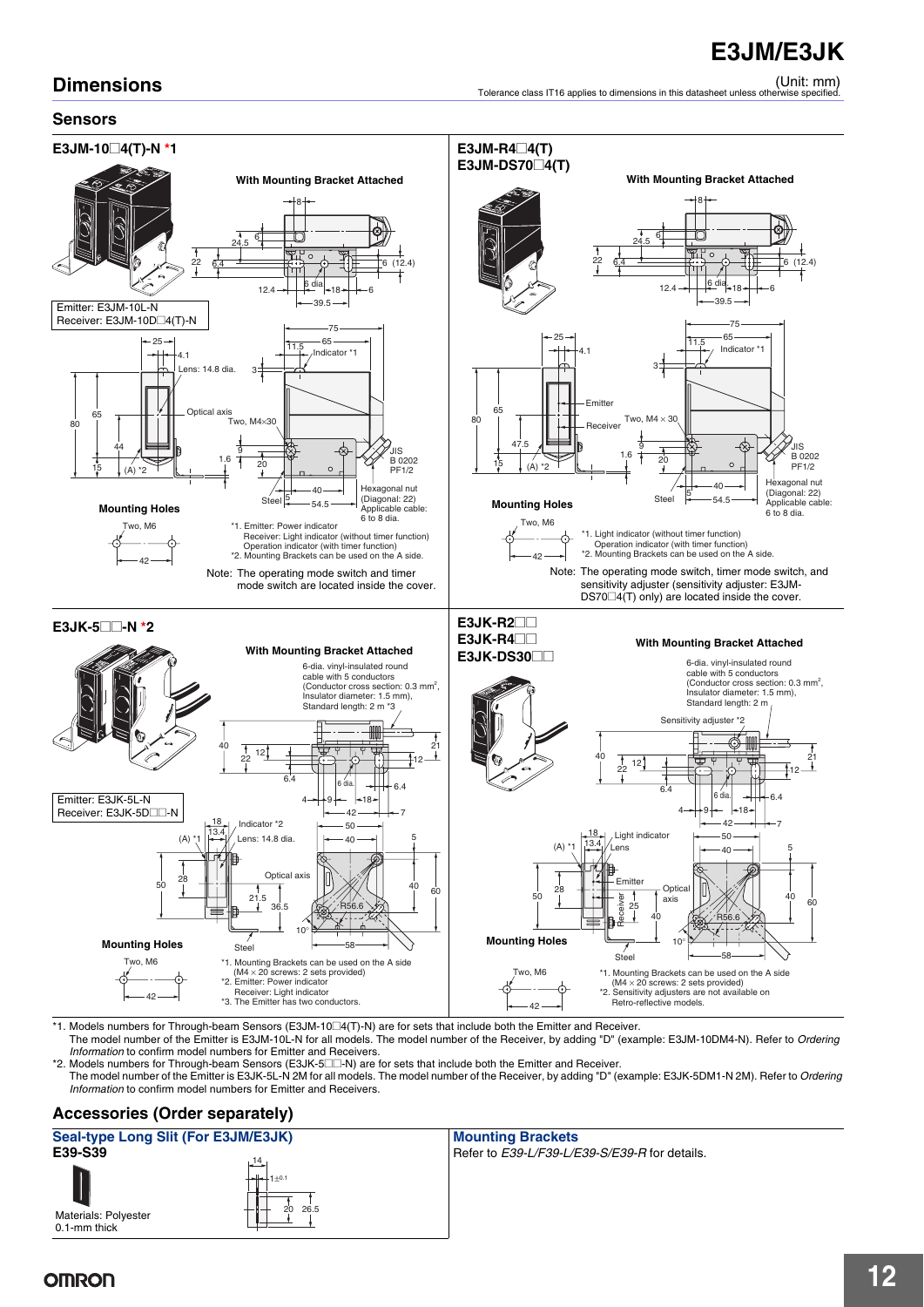## Dimensions

(Unit: mm)
Tolerance class IT16 applies to dimensions in this datasheet unless otherwise specified.

### Sensors

**E3JM-10□4(T)-N *1**

With Mounting Bracket Attached

Emitter: E3JM-10L-N
Receiver: E3JM-10D□4(T)-N

Mounting Holes

Two, M6

*1. Emitter: Power indicator
Receiver: Light indicator (without timer function)
Operation indicator (with timer function)
*2. Mounting Brackets can be used on the A side.

Note: The operating mode switch and timer mode switch are located inside the cover.

**E3JM-R4□4(T)**
**E3JM-DS70□4(T)**

With Mounting Bracket Attached

Mounting Holes

Two, M6

*1. Light indicator (without timer function)
Operation indicator (with timer function)
*2. Mounting Brackets can be used on the A side.

Note: The operating mode switch, timer mode switch, and sensitivity adjuster (sensitivity adjuster: E3JM-DS70□4(T) only) are located inside the cover.

**E3JK-5□□-N *2**

With Mounting Bracket Attached

6-dia. vinyl-insulated round cable with 5 conductors (Conductor cross section: 0.3 mm², Insulator diameter: 1.5 mm), Standard length: 2 m *3

Emitter: E3JK-5L-N
Receiver: E3JK-5D□□-N

Mounting Holes

Two, M6

*1. Mounting Brackets can be used on the A side (M4 × 20 screws: 2 sets provided)
*2. Emitter: Power indicator
Receiver: Light indicator
*3. The Emitter has two conductors.

**E3JK-R2□□**
**E3JK-R4□□**
**E3JK-DS30□□**

With Mounting Bracket Attached

6-dia. vinyl-insulated round cable with 5 conductors (Conductor cross section: 0.3 mm², Insulator diameter: 1.5 mm), Standard length: 2 m

Mounting Holes

Two, M6

*1. Mounting Brackets can be used on the A side (M4 × 20 screws: 2 sets provided)
*2. Sensitivity adjusters are not available on Retro-reflective models.

*1. Models numbers for Through-beam Sensors (E3JM-10□4(T)-N) are for sets that include both the Emitter and Receiver.
The model number of the Emitter is E3JM-10L-N for all models. The model number of the Receiver, by adding "D" (example: E3JM-10DM4-N). Refer to *Ordering Information* to confirm model numbers for Emitter and Receivers.

*2. Models numbers for Through-beam Sensors (E3JK-5□□-N) are for sets that include both the Emitter and Receiver.
The model number of the Emitter is E3JK-5L-N 2M for all models. The model number of the Receiver, by adding "D" (example: E3JK-5DM1-N 2M). Refer to *Ordering Information* to confirm model numbers for Emitter and Receivers.

## Accessories (Order separately)

**Seal-type Long Slit (For E3JM/E3JK)**

**E39-S39**

Materials: Polyester
0.1-mm thick

**Mounting Brackets**

Refer to *E39-L/F39-L/E39-S/E39-R* for details.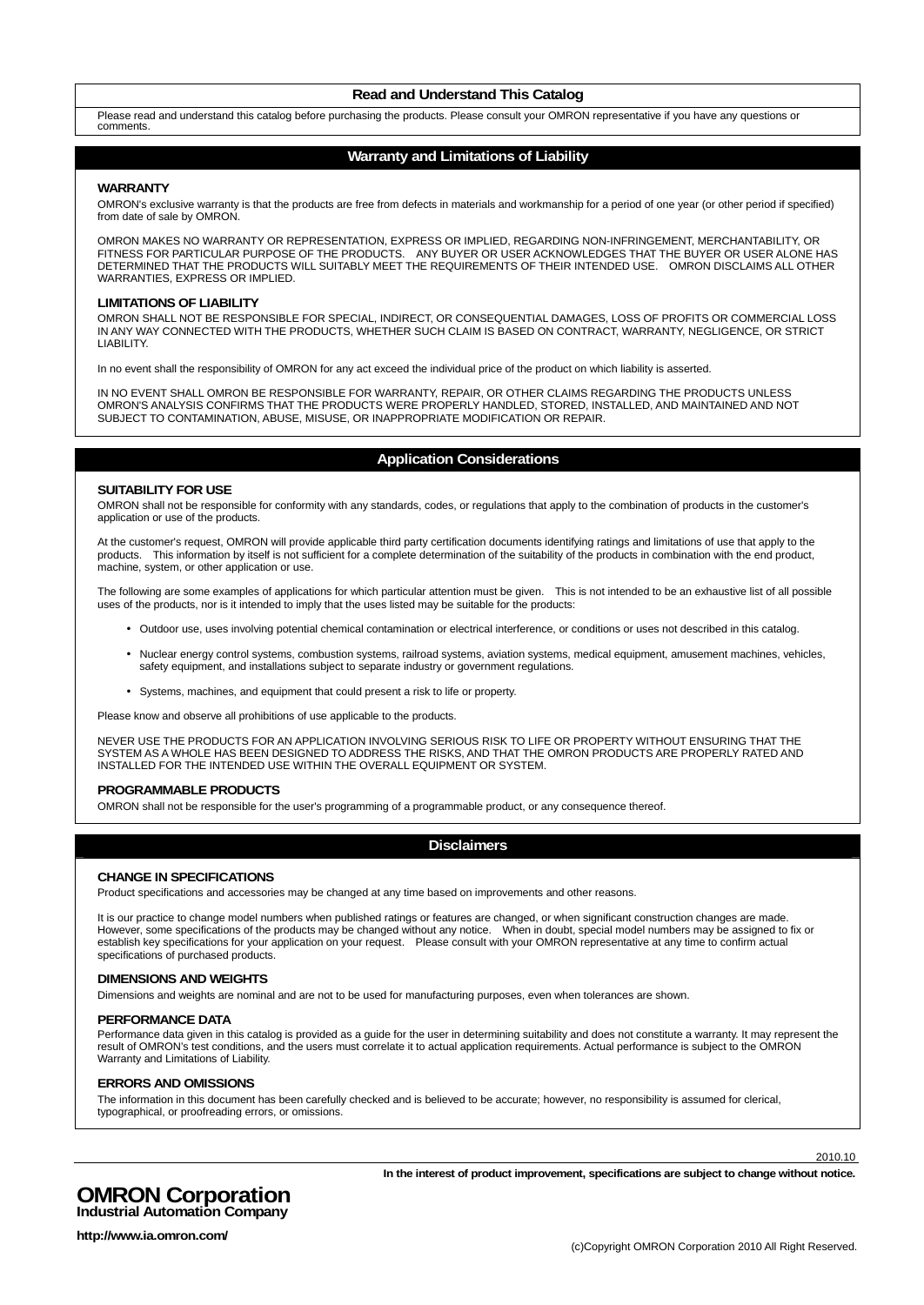## Read and Understand This Catalog

Please read and understand this catalog before purchasing the products. Please consult your OMRON representative if you have any questions or comments.

## Warranty and Limitations of Liability

### WARRANTY

OMRON's exclusive warranty is that the products are free from defects in materials and workmanship for a period of one year (or other period if specified) from date of sale by OMRON.

OMRON MAKES NO WARRANTY OR REPRESENTATION, EXPRESS OR IMPLIED, REGARDING NON-INFRINGEMENT, MERCHANTABILITY, OR FITNESS FOR PARTICULAR PURPOSE OF THE PRODUCTS. ANY BUYER OR USER ACKNOWLEDGES THAT THE BUYER OR USER ALONE HAS DETERMINED THAT THE PRODUCTS WILL SUITABLY MEET THE REQUIREMENTS OF THEIR INTENDED USE. OMRON DISCLAIMS ALL OTHER WARRANTIES, EXPRESS OR IMPLIED.

### LIMITATIONS OF LIABILITY

OMRON SHALL NOT BE RESPONSIBLE FOR SPECIAL, INDIRECT, OR CONSEQUENTIAL DAMAGES, LOSS OF PROFITS OR COMMERCIAL LOSS IN ANY WAY CONNECTED WITH THE PRODUCTS, WHETHER SUCH CLAIM IS BASED ON CONTRACT, WARRANTY, NEGLIGENCE, OR STRICT LIABILITY.

In no event shall the responsibility of OMRON for any act exceed the individual price of the product on which liability is asserted.

IN NO EVENT SHALL OMRON BE RESPONSIBLE FOR WARRANTY, REPAIR, OR OTHER CLAIMS REGARDING THE PRODUCTS UNLESS OMRON'S ANALYSIS CONFIRMS THAT THE PRODUCTS WERE PROPERLY HANDLED, STORED, INSTALLED, AND MAINTAINED AND NOT SUBJECT TO CONTAMINATION, ABUSE, MISUSE, OR INAPPROPRIATE MODIFICATION OR REPAIR.

## Application Considerations

### SUITABILITY FOR USE

OMRON shall not be responsible for conformity with any standards, codes, or regulations that apply to the combination of products in the customer's application or use of the products.

At the customer's request, OMRON will provide applicable third party certification documents identifying ratings and limitations of use that apply to the products. This information by itself is not sufficient for a complete determination of the suitability of the products in combination with the end product, machine, system, or other application or use.

The following are some examples of applications for which particular attention must be given. This is not intended to be an exhaustive list of all possible uses of the products, nor is it intended to imply that the uses listed may be suitable for the products:

- Outdoor use, uses involving potential chemical contamination or electrical interference, or conditions or uses not described in this catalog.
- Nuclear energy control systems, combustion systems, railroad systems, aviation systems, medical equipment, amusement machines, vehicles, safety equipment, and installations subject to separate industry or government regulations.
- Systems, machines, and equipment that could present a risk to life or property.

Please know and observe all prohibitions of use applicable to the products.

NEVER USE THE PRODUCTS FOR AN APPLICATION INVOLVING SERIOUS RISK TO LIFE OR PROPERTY WITHOUT ENSURING THAT THE SYSTEM AS A WHOLE HAS BEEN DESIGNED TO ADDRESS THE RISKS, AND THAT THE OMRON PRODUCTS ARE PROPERLY RATED AND INSTALLED FOR THE INTENDED USE WITHIN THE OVERALL EQUIPMENT OR SYSTEM.

### PROGRAMMABLE PRODUCTS

OMRON shall not be responsible for the user's programming of a programmable product, or any consequence thereof.

## Disclaimers

### CHANGE IN SPECIFICATIONS

Product specifications and accessories may be changed at any time based on improvements and other reasons.

It is our practice to change model numbers when published ratings or features are changed, or when significant construction changes are made. However, some specifications of the products may be changed without any notice. When in doubt, special model numbers may be assigned to fix or establish key specifications for your application on your request. Please consult with your OMRON representative at any time to confirm actual specifications of purchased products.

### DIMENSIONS AND WEIGHTS

Dimensions and weights are nominal and are not to be used for manufacturing purposes, even when tolerances are shown.

### PERFORMANCE DATA

Performance data given in this catalog is provided as a guide for the user in determining suitability and does not constitute a warranty. It may represent the result of OMRON's test conditions, and the users must correlate it to actual application requirements. Actual performance is subject to the OMRON Warranty and Limitations of Liability.

### ERRORS AND OMISSIONS

The information in this document has been carefully checked and is believed to be accurate; however, no responsibility is assumed for clerical, typographical, or proofreading errors, or omissions.

2010.10

**In the interest of product improvement, specifications are subject to change without notice.**

**OMRON Corporation**
**Industrial Automation Company**

**http://www.ia.omron.com/**

(c)Copyright OMRON Corporation 2010 All Right Reserved.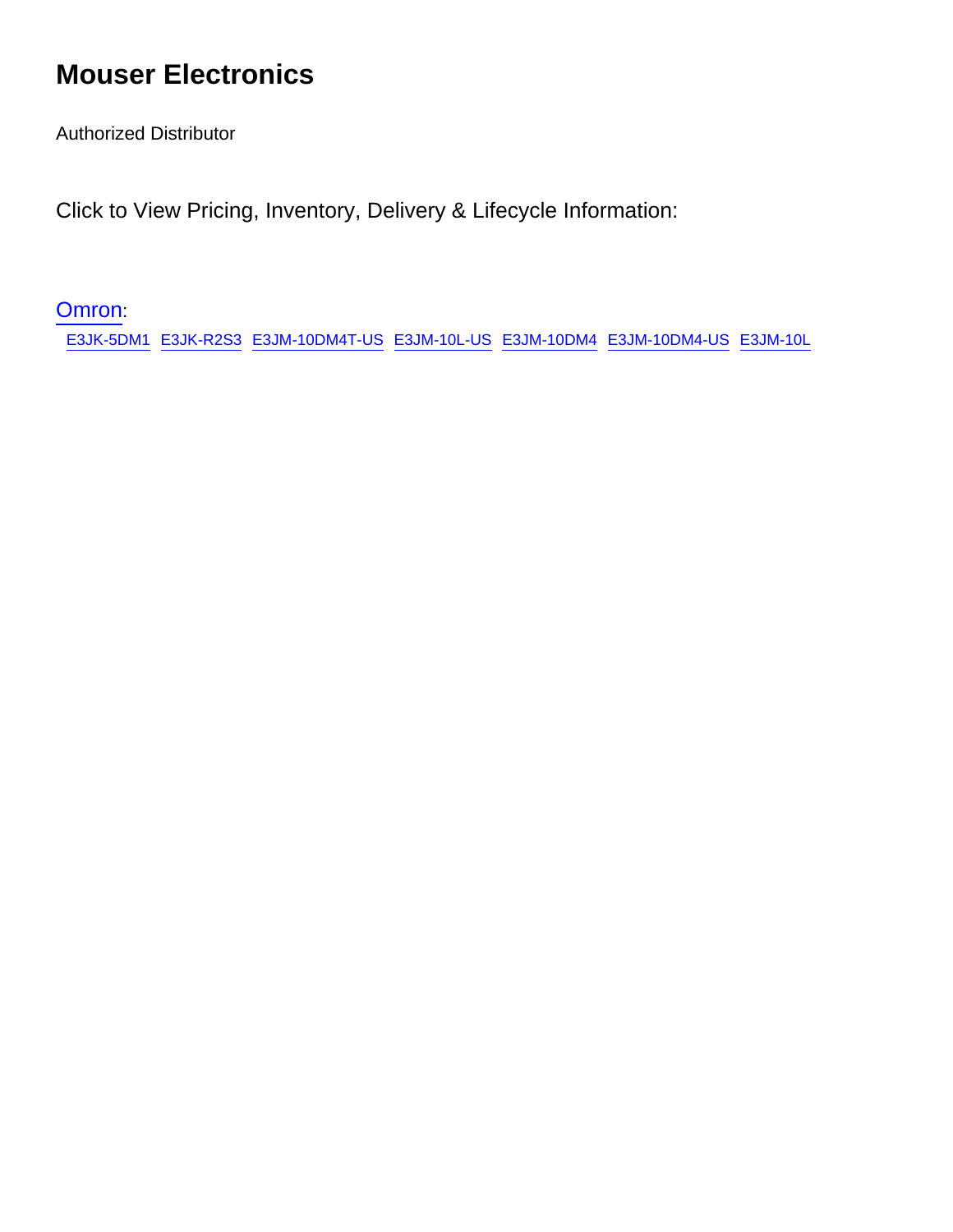# Mouser Electronics

Authorized Distributor

Click to View Pricing, Inventory, Delivery & Lifecycle Information:

Omron:

E3JK-5DM1 E3JK-R2S3 E3JM-10DM4T-US E3JM-10L-US E3JM-10DM4 E3JM-10DM4-US E3JM-10L